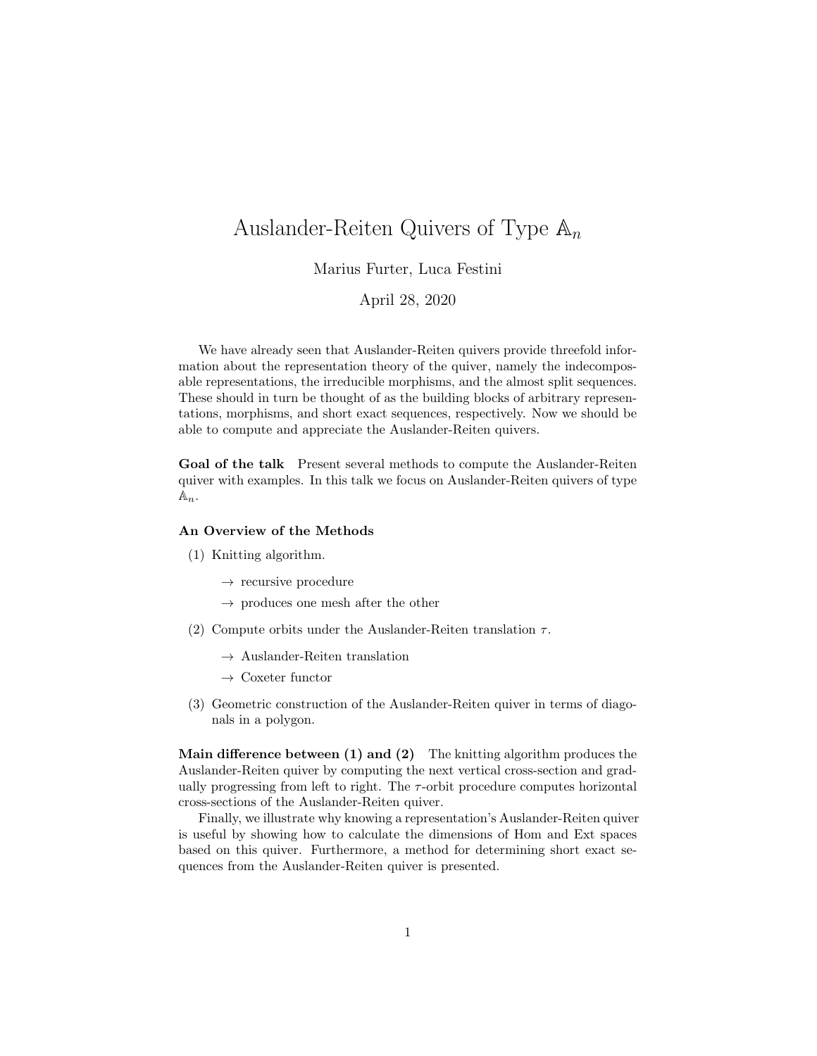# Auslander-Reiten Quivers of Type $\mathbb{A}_n$

Marius Furter, Luca Festini

April 28, 2020

We have already seen that Auslander-Reiten quivers provide threefold information about the representation theory of the quiver, namely the indecomposable representations, the irreducible morphisms, and the almost split sequences. These should in turn be thought of as the building blocks of arbitrary representations, morphisms, and short exact sequences, respectively. Now we should be able to compute and appreciate the Auslander-Reiten quivers.

**Goal of the talk** Present several methods to compute the Auslander-Reiten quiver with examples. In this talk we focus on Auslander-Reiten quivers of type $\mathbb{A}_n$.

### An Overview of the Methods

(1) Knitting algorithm.

- $\rightarrow$ recursive procedure
- $\rightarrow$ produces one mesh after the other

(2) Compute orbits under the Auslander-Reiten translation $\tau$.

- $\rightarrow$ Auslander-Reiten translation
- $\rightarrow$ Coxeter functor

(3) Geometric construction of the Auslander-Reiten quiver in terms of diagonals in a polygon.

**Main difference between (1) and (2)** The knitting algorithm produces the Auslander-Reiten quiver by computing the next vertical cross-section and gradually progressing from left to right. The $\tau$-orbit procedure computes horizontal cross-sections of the Auslander-Reiten quiver.

Finally, we illustrate why knowing a representation's Auslander-Reiten quiver is useful by showing how to calculate the dimensions of Hom and Ext spaces based on this quiver. Furthermore, a method for determining short exact sequences from the Auslander-Reiten quiver is presented.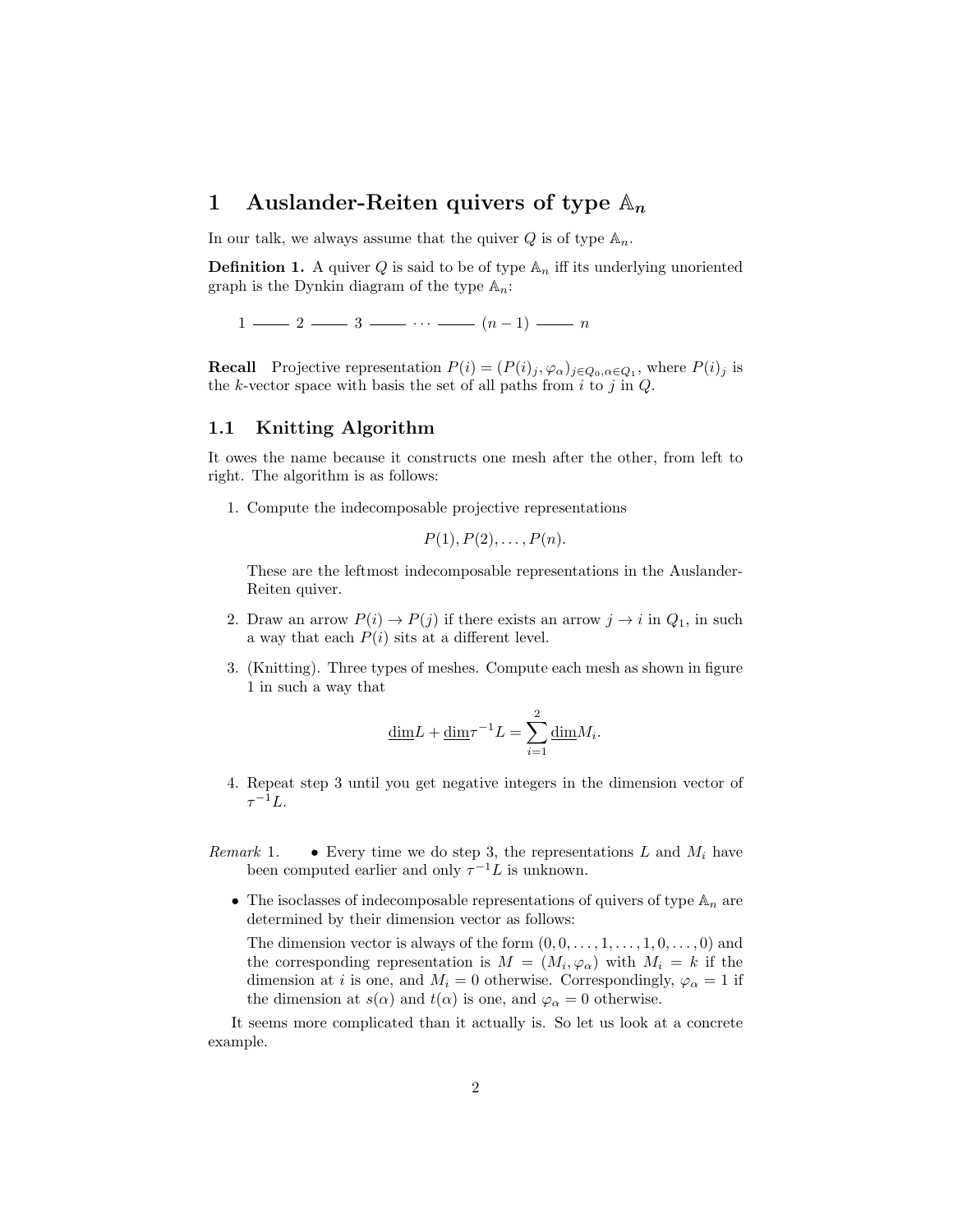# 1 Auslander-Reiten quivers of type $\mathbb{A}_n$

In our talk, we always assume that the quiver $Q$ is of type $\mathbb{A}_n$.

**Definition 1.** A quiver $Q$ is said to be of type $\mathbb{A}_n$ iff its underlying unoriented graph is the Dynkin diagram of the type $\mathbb{A}_n$:

$$1 \;\text{———}\; 2 \;\text{———}\; 3 \;\text{———}\; \cdots \;\text{———}\; (n-1) \;\text{———}\; n$$

**Recall** Projective representation $P(i) = (P(i)_j, \varphi_\alpha)_{j \in Q_0, \alpha \in Q_1}$, where $P(i)_j$ is the $k$-vector space with basis the set of all paths from $i$ to $j$ in $Q$.

## 1.1 Knitting Algorithm

It owes the name because it constructs one mesh after the other, from left to right. The algorithm is as follows:

1. Compute the indecomposable projective representations

   $$P(1), P(2), \ldots, P(n).$$

   These are the leftmost indecomposable representations in the Auslander-Reiten quiver.

2. Draw an arrow $P(i) \to P(j)$ if there exists an arrow $j \to i$ in $Q_1$, in such a way that each $P(i)$ sits at a different level.

3. (Knitting). Three types of meshes. Compute each mesh as shown in figure 1 in such a way that

   $$\underline{\dim} L + \underline{\dim} \tau^{-1} L = \sum_{i=1}^{2} \underline{\dim} M_i.$$

4. Repeat step 3 until you get negative integers in the dimension vector of $\tau^{-1} L$.

*Remark* 1.

- Every time we do step 3, the representations $L$ and $M_i$ have been computed earlier and only $\tau^{-1} L$ is unknown.
- The isoclasses of indecomposable representations of quivers of type $\mathbb{A}_n$ are determined by their dimension vector as follows:

  The dimension vector is always of the form $(0, 0, \ldots, 1, \ldots, 1, 0, \ldots, 0)$ and the corresponding representation is $M = (M_i, \varphi_\alpha)$ with $M_i = k$ if the dimension at $i$ is one, and $M_i = 0$ otherwise. Correspondingly, $\varphi_\alpha = 1$ if the dimension at $s(\alpha)$ and $t(\alpha)$ is one, and $\varphi_\alpha = 0$ otherwise.

It seems more complicated than it actually is. So let us look at a concrete example.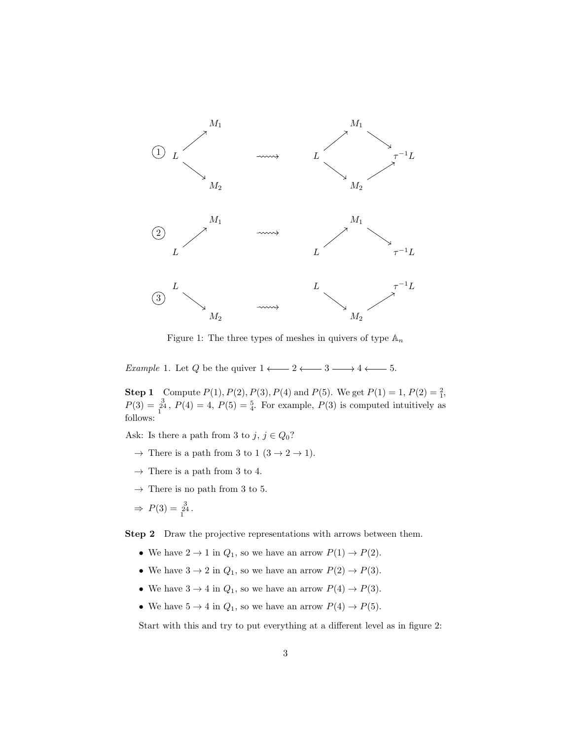$$
\textcircled{1}\quad
\begin{array}{ccc}
 & M_1 & \\
 \nearrow & & \\
L & & \\
 \searrow & & \\
 & M_2 &
\end{array}
\quad \rightsquigarrow \quad
\begin{array}{ccccc}
 & M_1 & & & \\
 \nearrow & & \searrow & & \\
L & & & & \tau^{-1}L \\
 \searrow & & \nearrow & & \\
 & M_2 & & &
\end{array}
$$

$$
\textcircled{2}\quad
\begin{array}{ccc}
 & M_1 & \\
 \nearrow & & \\
L & &
\end{array}
\quad \rightsquigarrow \quad
\begin{array}{ccccc}
 & M_1 & & & \\
 \nearrow & & \searrow & & \\
L & & & & \tau^{-1}L
\end{array}
$$

$$
\textcircled{3}\quad
\begin{array}{ccc}
L & & \\
 \searrow & & \\
 & M_2 &
\end{array}
\quad \rightsquigarrow \quad
\begin{array}{ccccc}
L & & & & \tau^{-1}L \\
 \searrow & & \nearrow & & \\
 & M_2 & & &
\end{array}
$$

Figure 1: The three types of meshes in quivers of type $\mathbb{A}_n$

*Example* 1. Let $Q$ be the quiver $1 \longleftarrow 2 \longleftarrow 3 \longrightarrow 4 \longleftarrow 5$.

**Step 1** Compute $P(1), P(2), P(3), P(4)$ and $P(5)$. We get $P(1) = 1$, $P(2) = {}^{2}_{1}$, $P(3) = \begin{smallmatrix} 3 \\ 2\,4 \\ 1 \end{smallmatrix}$, $P(4) = 4$, $P(5) = {}^{5}_{4}$. For example, $P(3)$ is computed intuitively as follows:

Ask: Is there a path from 3 to $j$, $j \in Q_0$?

- $\rightarrow$ There is a path from 3 to 1 ($3 \rightarrow 2 \rightarrow 1$).
- $\rightarrow$ There is a path from 3 to 4.
- $\rightarrow$ There is no path from 3 to 5.
- $\Rightarrow$ $P(3) = \begin{smallmatrix} 3 \\ 2\,4 \\ 1 \end{smallmatrix}$.

**Step 2** Draw the projective representations with arrows between them.

- We have $2 \rightarrow 1$ in $Q_1$, so we have an arrow $P(1) \rightarrow P(2)$.
- We have $3 \rightarrow 2$ in $Q_1$, so we have an arrow $P(2) \rightarrow P(3)$.
- We have $3 \rightarrow 4$ in $Q_1$, so we have an arrow $P(4) \rightarrow P(3)$.
- We have $5 \rightarrow 4$ in $Q_1$, so we have an arrow $P(4) \rightarrow P(5)$.

Start with this and try to put everything at a different level as in figure 2: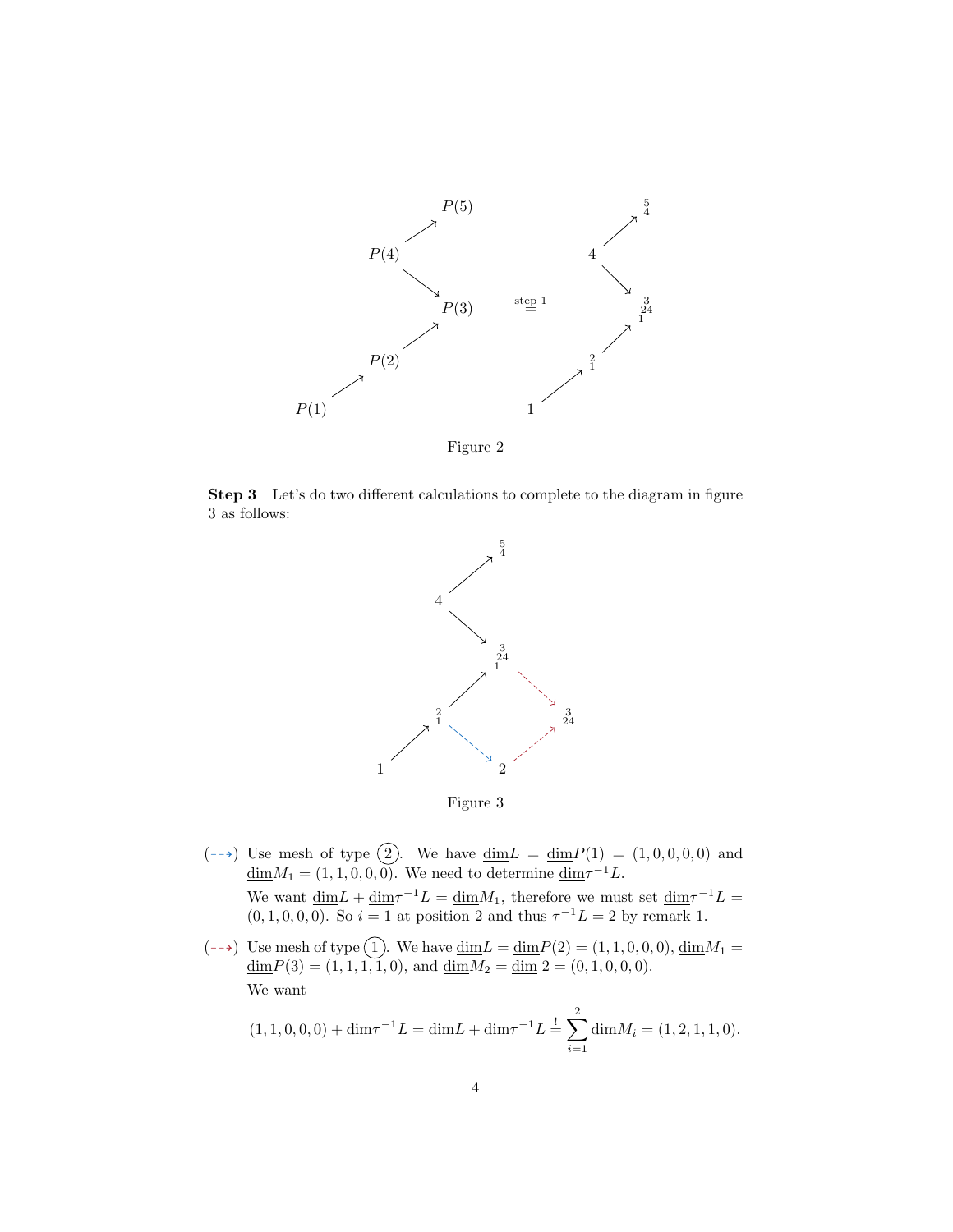Figure 2

**Step 3** Let's do two different calculations to complete to the diagram in figure 3 as follows:

Figure 3

(⇢) Use mesh of type ②. We have $\underline{\dim} L = \underline{\dim} P(1) = (1,0,0,0,0)$ and $\underline{\dim} M_1 = (1,1,0,0,0)$. We need to determine $\underline{\dim} \tau^{-1} L$.

We want $\underline{\dim} L + \underline{\dim} \tau^{-1} L = \underline{\dim} M_1$, therefore we must set $\underline{\dim} \tau^{-1} L = (0,1,0,0,0)$. So $i = 1$ at position 2 and thus $\tau^{-1} L = 2$ by remark 1.

(⇢) Use mesh of type ①. We have $\underline{\dim} L = \underline{\dim} P(2) = (1,1,0,0,0)$, $\underline{\dim} M_1 = \underline{\dim} P(3) = (1,1,1,1,0)$, and $\underline{\dim} M_2 = \underline{\dim}\, 2 = (0,1,0,0,0)$.

We want

$$(1,1,0,0,0) + \underline{\dim} \tau^{-1} L = \underline{\dim} L + \underline{\dim} \tau^{-1} L \overset{!}{=} \sum_{i=1}^{2} \underline{\dim} M_i = (1,2,1,1,0).$$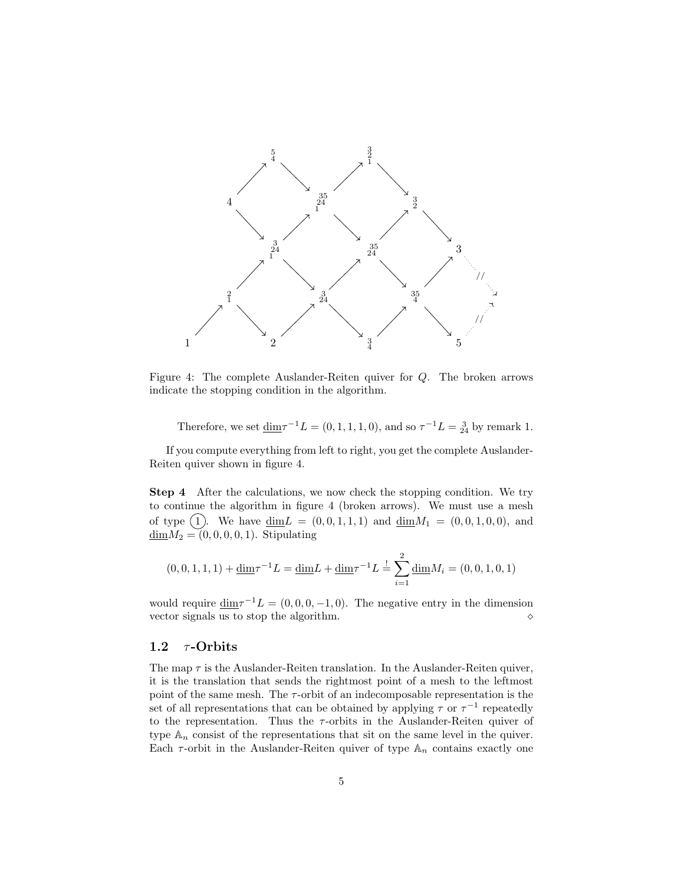Figure 4: The complete Auslander-Reiten quiver for $Q$. The broken arrows indicate the stopping condition in the algorithm.

Therefore, we set $\underline{\dim}\tau^{-1}L = (0,1,1,1,0)$, and so $\tau^{-1}L = {}^{\ 3}_{24}$ by remark 1.

If you compute everything from left to right, you get the complete Auslander-Reiten quiver shown in figure 4.

**Step 4** After the calculations, we now check the stopping condition. We try to continue the algorithm in figure 4 (broken arrows). We must use a mesh of type (1). We have $\underline{\dim}L = (0,0,1,1,1)$ and $\underline{\dim}M_1 = (0,0,1,0,0)$, and $\underline{\dim}M_2 = (0,0,0,0,1)$. Stipulating

$$(0,0,1,1,1) + \underline{\dim}\tau^{-1}L = \underline{\dim}L + \underline{\dim}\tau^{-1}L \stackrel{!}{=} \sum_{i=1}^{2} \underline{\dim}M_i = (0,0,1,0,1)$$

would require $\underline{\dim}\tau^{-1}L = (0,0,0,-1,0)$. The negative entry in the dimension vector signals us to stop the algorithm. ⋄

## 1.2 $\tau$-Orbits

The map $\tau$ is the Auslander-Reiten translation. In the Auslander-Reiten quiver, it is the translation that sends the rightmost point of a mesh to the leftmost point of the same mesh. The $\tau$-orbit of an indecomposable representation is the set of all representations that can be obtained by applying $\tau$ or $\tau^{-1}$ repeatedly to the representation. Thus the $\tau$-orbits in the Auslander-Reiten quiver of type $\mathbb{A}_n$ consist of the representations that sit on the same level in the quiver. Each $\tau$-orbit in the Auslander-Reiten quiver of type $\mathbb{A}_n$ contains exactly one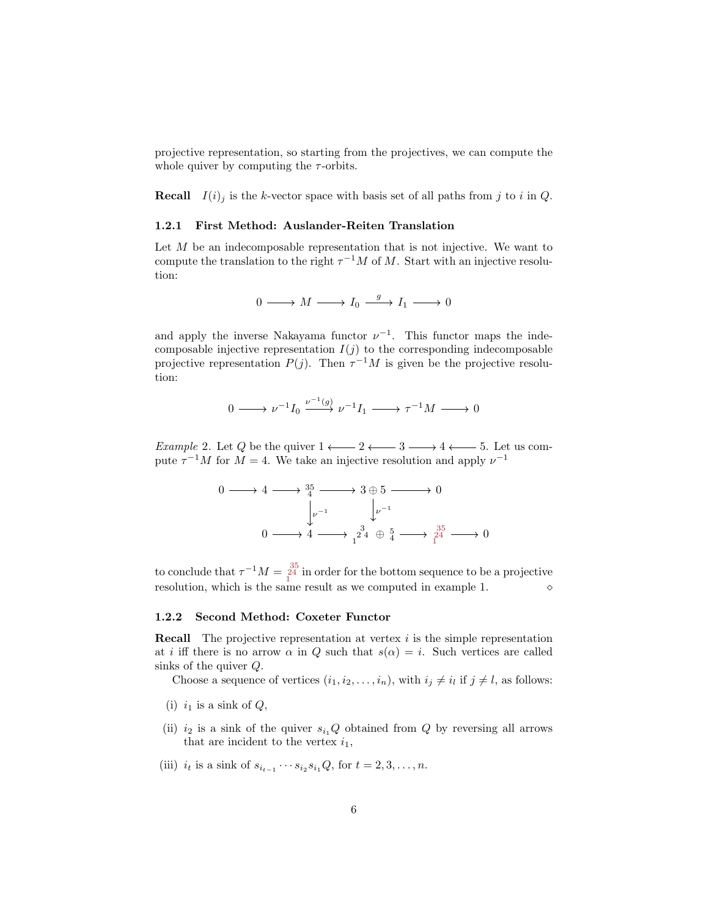projective representation, so starting from the projectives, we can compute the whole quiver by computing the $\tau$-orbits.

**Recall** $I(i)_j$ is the $k$-vector space with basis set of all paths from $j$ to $i$ in $Q$.

### 1.2.1 First Method: Auslander-Reiten Translation

Let $M$ be an indecomposable representation that is not injective. We want to compute the translation to the right $\tau^{-1}M$ of $M$. Start with an injective resolution:

$$0 \longrightarrow M \longrightarrow I_0 \xrightarrow{\ g\ } I_1 \longrightarrow 0$$

and apply the inverse Nakayama functor $\nu^{-1}$. This functor maps the indecomposable injective representation $I(j)$ to the corresponding indecomposable projective representation $P(j)$. Then $\tau^{-1}M$ is given be the projective resolution:

$$0 \longrightarrow \nu^{-1}I_0 \xrightarrow{\nu^{-1}(g)} \nu^{-1}I_1 \longrightarrow \tau^{-1}M \longrightarrow 0$$

*Example* 2. Let $Q$ be the quiver $1 \longleftarrow 2 \longleftarrow 3 \longrightarrow 4 \longleftarrow 5$. Let us compute $\tau^{-1}M$ for $M = 4$. We take an injective resolution and apply $\nu^{-1}$

$$\begin{array}{ccccccccc}
0 \longrightarrow & 4 & \longrightarrow & {\begin{smallmatrix} 3\,5 \\ 4 \end{smallmatrix}} & \longrightarrow & 3 \oplus 5 & \longrightarrow & 0 & \\
& & & \downarrow{\scriptstyle \nu^{-1}} & & \downarrow{\scriptstyle \nu^{-1}} & & & \\
& 0 \longrightarrow & 4 & \longrightarrow & {\begin{smallmatrix} & & 3 & \\ & 2 & & 4 \\ 1 & & & \end{smallmatrix}} \oplus {\begin{smallmatrix} 5 \\ 4 \end{smallmatrix}} & \longrightarrow & {\begin{smallmatrix} 3\,5 \\ 2\,4 \\ 1 \end{smallmatrix}} & \longrightarrow & 0
\end{array}$$

to conclude that $\tau^{-1}M = {\begin{smallmatrix} 3\,5 \\ 2\,4 \\ 1 \end{smallmatrix}}$ in order for the bottom sequence to be a projective resolution, which is the same result as we computed in example 1. ⋄

### 1.2.2 Second Method: Coxeter Functor

**Recall** The projective representation at vertex $i$ is the simple representation at $i$ iff there is no arrow $\alpha$ in $Q$ such that $s(\alpha) = i$. Such vertices are called sinks of the quiver $Q$.

Choose a sequence of vertices $(i_1, i_2, \ldots, i_n)$, with $i_j \neq i_l$ if $j \neq l$, as follows:

(i) $i_1$ is a sink of $Q$,

(ii) $i_2$ is a sink of the quiver $s_{i_1}Q$ obtained from $Q$ by reversing all arrows that are incident to the vertex $i_1$,

(iii) $i_t$ is a sink of $s_{i_{t-1}} \cdots s_{i_2} s_{i_1} Q$, for $t = 2, 3, \ldots, n$.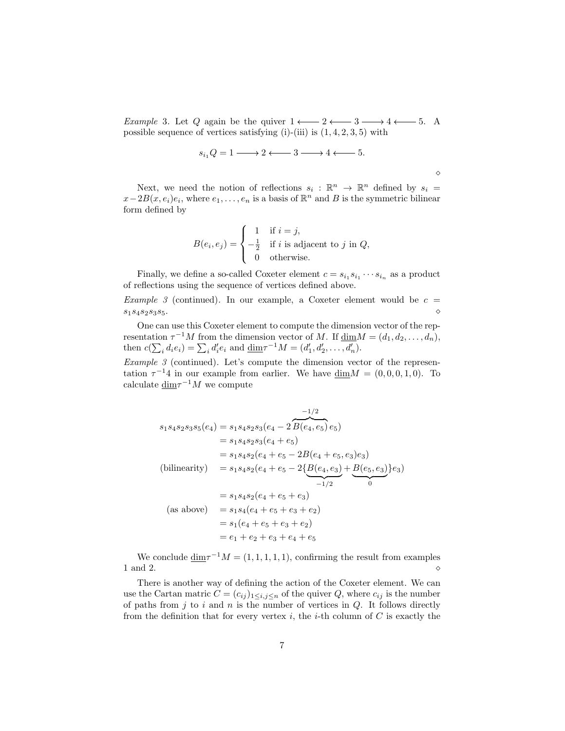*Example* 3. Let $Q$ again be the quiver $1 \longleftarrow 2 \longleftarrow 3 \longrightarrow 4 \longleftarrow 5$. A possible sequence of vertices satisfying (i)-(iii) is $(1, 4, 2, 3, 5)$ with

$$s_{i_1} Q = 1 \longrightarrow 2 \longleftarrow 3 \longrightarrow 4 \longleftarrow 5.$$

$\diamond$

Next, we need the notion of reflections $s_i : \mathbb{R}^n \to \mathbb{R}^n$ defined by $s_i = x - 2B(x, e_i)e_i$, where $e_1, \ldots, e_n$ is a basis of $\mathbb{R}^n$ and $B$ is the symmetric bilinear form defined by

$$B(e_i, e_j) = \begin{cases} 1 & \text{if } i = j, \\ -\frac{1}{2} & \text{if } i \text{ is adjacent to } j \text{ in } Q, \\ 0 & \text{otherwise.} \end{cases}$$

Finally, we define a so-called Coxeter element $c = s_{i_1} s_{i_1} \cdots s_{i_n}$ as a product of reflections using the sequence of vertices defined above.

*Example 3* (continued). In our example, a Coxeter element would be $c = s_1 s_4 s_2 s_3 s_5$. $\diamond$

One can use this Coxeter element to compute the dimension vector of the representation $\tau^{-1}M$ from the dimension vector of $M$. If $\underline{\dim} M = (d_1, d_2, \ldots, d_n)$, then $c(\sum_i d_i e_i) = \sum_i d'_i e_i$ and $\underline{\dim} \tau^{-1} M = (d'_1, d'_2, \ldots, d'_n)$.

*Example 3* (continued). Let's compute the dimension vector of the representation $\tau^{-1}4$ in our example from earlier. We have $\underline{\dim} M = (0, 0, 0, 1, 0)$. To calculate $\underline{\dim} \tau^{-1} M$ we compute

$$\begin{aligned}
s_1 s_4 s_2 s_3 s_5(e_4) &= s_1 s_4 s_2 s_3(e_4 - 2\overbrace{B(e_4, e_5)}^{-1/2} e_5) \\
&= s_1 s_4 s_2 s_3(e_4 + e_5) \\
&= s_1 s_4 s_2(e_4 + e_5 - 2B(e_4 + e_5, e_3)e_3) \\
\text{(bilinearity)} \quad &= s_1 s_4 s_2(e_4 + e_5 - 2\{\underbrace{B(e_4, e_3)}_{-1/2} + \underbrace{B(e_5, e_3)}_{0}\}e_3) \\
&= s_1 s_4 s_2(e_4 + e_5 + e_3) \\
\text{(as above)} \quad &= s_1 s_4(e_4 + e_5 + e_3 + e_2) \\
&= s_1(e_4 + e_5 + e_3 + e_2) \\
&= e_1 + e_2 + e_3 + e_4 + e_5
\end{aligned}$$

We conclude $\underline{\dim} \tau^{-1} M = (1, 1, 1, 1, 1)$, confirming the result from examples 1 and 2. $\diamond$

There is another way of defining the action of the Coxeter element. We can use the Cartan matric $C = (c_{ij})_{1 \leq i,j \leq n}$ of the quiver $Q$, where $c_{ij}$ is the number of paths from $j$ to $i$ and $n$ is the number of vertices in $Q$. It follows directly from the definition that for every vertex $i$, the $i$-th column of $C$ is exactly the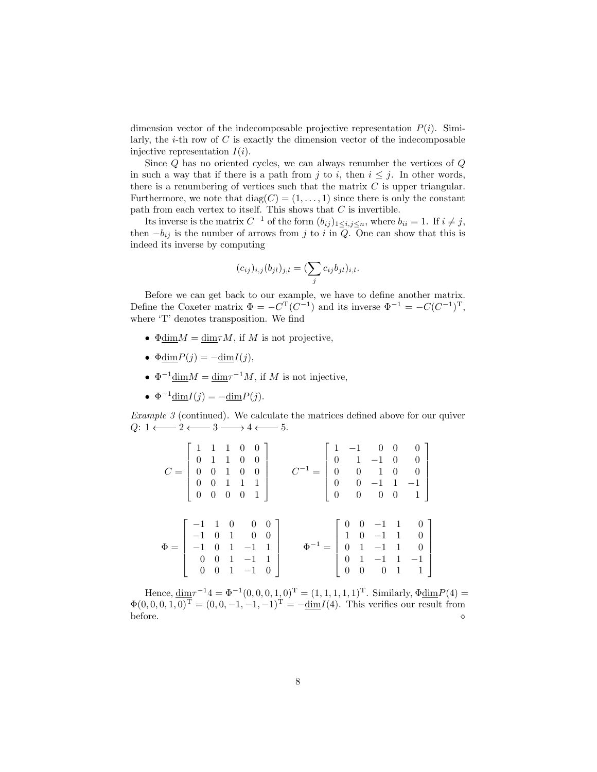dimension vector of the indecomposable projective representation $P(i)$. Similarly, the $i$-th row of $C$ is exactly the dimension vector of the indecomposable injective representation $I(i)$.

Since $Q$ has no oriented cycles, we can always renumber the vertices of $Q$ in such a way that if there is a path from $j$ to $i$, then $i \leq j$. In other words, there is a renumbering of vertices such that the matrix $C$ is upper triangular. Furthermore, we note that $\operatorname{diag}(C) = (1, \ldots, 1)$ since there is only the constant path from each vertex to itself. This shows that $C$ is invertible.

Its inverse is the matrix $C^{-1}$ of the form $(b_{ij})_{1 \leq i,j \leq n}$, where $b_{ii} = 1$. If $i \neq j$, then $-b_{ij}$ is the number of arrows from $j$ to $i$ in $Q$. One can show that this is indeed its inverse by computing

$$(c_{ij})_{i,j}(b_{jl})_{j,l} = (\sum_j c_{ij} b_{jl})_{i,l}.$$

Before we can get back to our example, we have to define another matrix. Define the Coxeter matrix $\Phi = -C^{\mathrm{T}}(C^{-1})$ and its inverse $\Phi^{-1} = -C(C^{-1})^{\mathrm{T}}$, where 'T' denotes transposition. We find

- $\Phi \underline{\dim} M = \underline{\dim} \tau M$, if $M$ is not projective,
- $\Phi \underline{\dim} P(j) = -\underline{\dim} I(j)$,
- $\Phi^{-1} \underline{\dim} M = \underline{\dim} \tau^{-1} M$, if $M$ is not injective,
- $\Phi^{-1} \underline{\dim} I(j) = -\underline{\dim} P(j)$.

*Example 3* (continued). We calculate the matrices defined above for our quiver $Q$: $1 \longleftarrow 2 \longleftarrow 3 \longrightarrow 4 \longleftarrow 5$.

$$C = \begin{bmatrix} 1 & 1 & 1 & 0 & 0 \\ 0 & 1 & 1 & 0 & 0 \\ 0 & 0 & 1 & 0 & 0 \\ 0 & 0 & 1 & 1 & 1 \\ 0 & 0 & 0 & 0 & 1 \end{bmatrix} \qquad C^{-1} = \begin{bmatrix} 1 & -1 & 0 & 0 & 0 \\ 0 & 1 & -1 & 0 & 0 \\ 0 & 0 & 1 & 0 & 0 \\ 0 & 0 & -1 & 1 & -1 \\ 0 & 0 & 0 & 0 & 1 \end{bmatrix}$$

$$\Phi = \begin{bmatrix} -1 & 1 & 0 & 0 & 0 \\ -1 & 0 & 1 & 0 & 0 \\ -1 & 0 & 1 & -1 & 1 \\ 0 & 0 & 1 & -1 & 1 \\ 0 & 0 & 1 & -1 & 0 \end{bmatrix} \qquad \Phi^{-1} = \begin{bmatrix} 0 & 0 & -1 & 1 & 0 \\ 1 & 0 & -1 & 1 & 0 \\ 0 & 1 & -1 & 1 & 0 \\ 0 & 1 & -1 & 1 & -1 \\ 0 & 0 & 0 & 1 & 1 \end{bmatrix}$$

Hence, $\underline{\dim} \tau^{-1} 4 = \Phi^{-1}(0,0,0,1,0)^{\mathrm{T}} = (1,1,1,1,1)^{\mathrm{T}}$. Similarly, $\Phi \underline{\dim} P(4) = \Phi(0,0,0,1,0)^{\mathrm{T}} = (0,0,-1,-1,-1)^{\mathrm{T}} = -\underline{\dim} I(4)$. This verifies our result from before. $\diamond$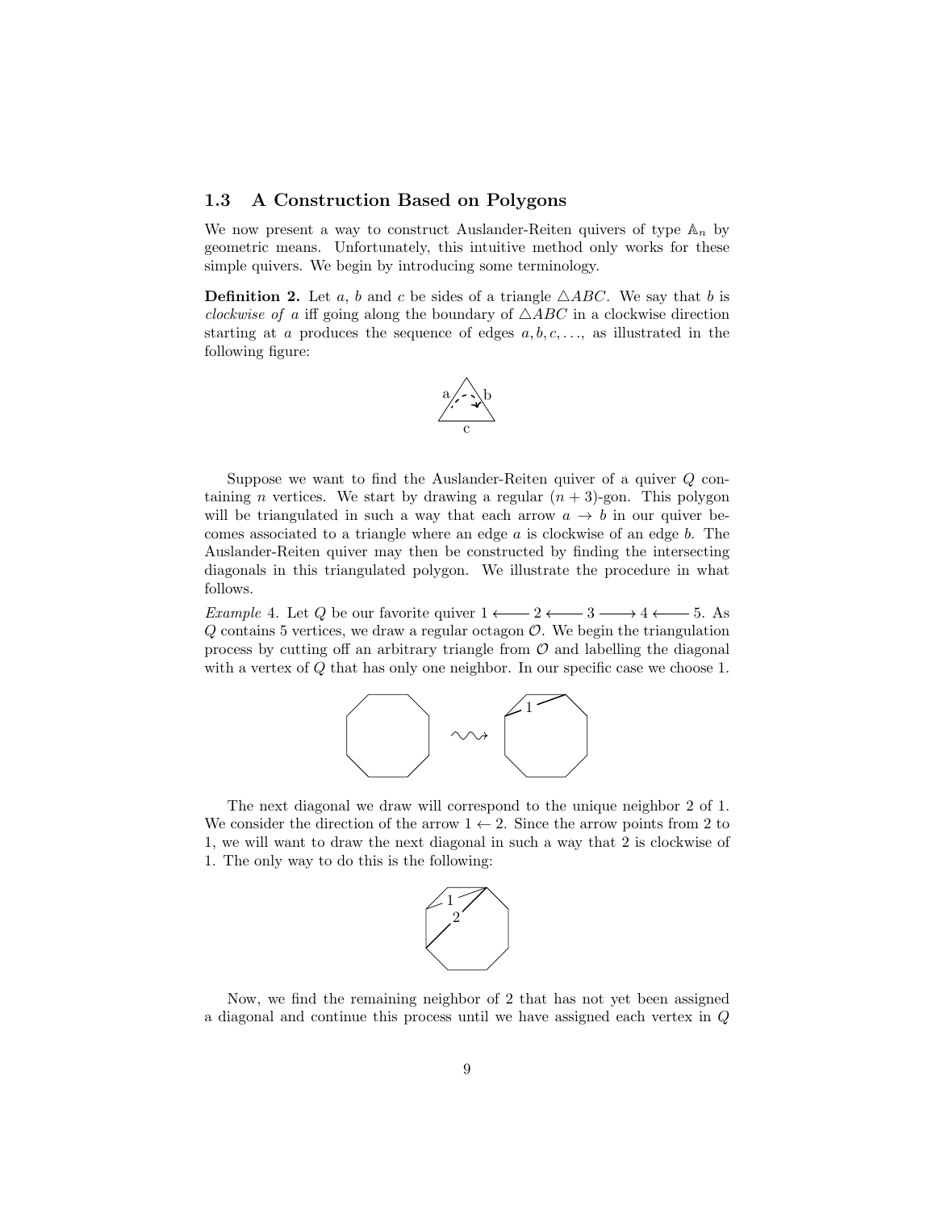## 1.3 A Construction Based on Polygons

We now present a way to construct Auslander-Reiten quivers of type $\mathbb{A}_n$ by geometric means. Unfortunately, this intuitive method only works for these simple quivers. We begin by introducing some terminology.

**Definition 2.** Let $a$, $b$ and $c$ be sides of a triangle $\triangle ABC$. We say that $b$ is *clockwise of* $a$ iff going along the boundary of $\triangle ABC$ in a clockwise direction starting at $a$ produces the sequence of edges $a, b, c, \ldots$, as illustrated in the following figure:

Suppose we want to find the Auslander-Reiten quiver of a quiver $Q$ containing $n$ vertices. We start by drawing a regular $(n+3)$-gon. This polygon will be triangulated in such a way that each arrow $a \to b$ in our quiver becomes associated to a triangle where an edge $a$ is clockwise of an edge $b$. The Auslander-Reiten quiver may then be constructed by finding the intersecting diagonals in this triangulated polygon. We illustrate the procedure in what follows.

*Example* 4. Let $Q$ be our favorite quiver $1 \longleftarrow 2 \longleftarrow 3 \longrightarrow 4 \longleftarrow 5$. As $Q$ contains 5 vertices, we draw a regular octagon $\mathcal{O}$. We begin the triangulation process by cutting off an arbitrary triangle from $\mathcal{O}$ and labelling the diagonal with a vertex of $Q$ that has only one neighbor. In our specific case we choose 1.

The next diagonal we draw will correspond to the unique neighbor 2 of 1. We consider the direction of the arrow $1 \leftarrow 2$. Since the arrow points from 2 to 1, we will want to draw the next diagonal in such a way that 2 is clockwise of 1. The only way to do this is the following:

Now, we find the remaining neighbor of 2 that has not yet been assigned a diagonal and continue this process until we have assigned each vertex in $Q$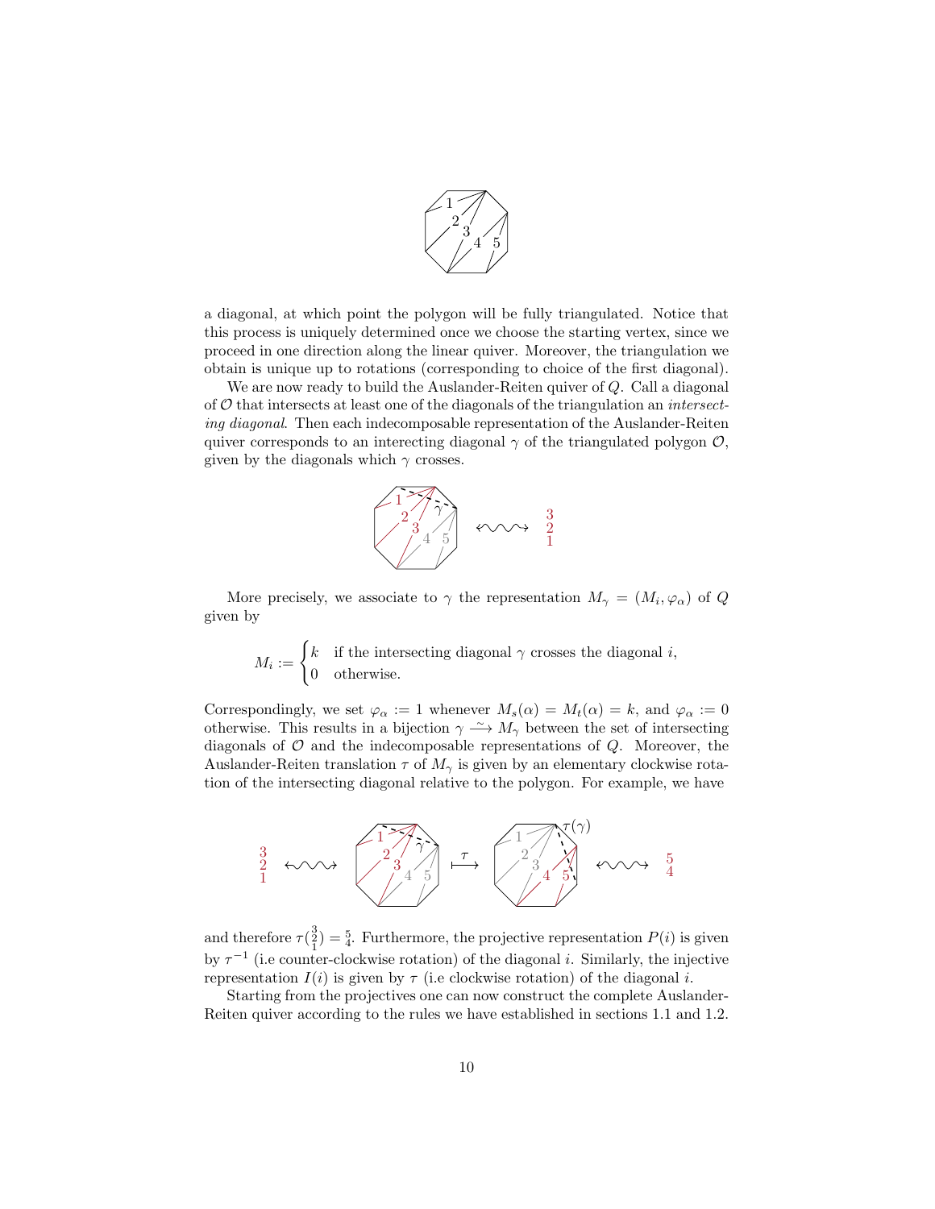a diagonal, at which point the polygon will be fully triangulated. Notice that this process is uniquely determined once we choose the starting vertex, since we proceed in one direction along the linear quiver. Moreover, the triangulation we obtain is unique up to rotations (corresponding to choice of the first diagonal).

We are now ready to build the Auslander-Reiten quiver of $Q$. Call a diagonal of $\mathcal{O}$ that intersects at least one of the diagonals of the triangulation an *intersecting diagonal*. Then each indecomposable representation of the Auslander-Reiten quiver corresponds to an interecting diagonal $\gamma$ of the triangulated polygon $\mathcal{O}$, given by the diagonals which $\gamma$ crosses.

More precisely, we associate to $\gamma$ the representation $M_\gamma = (M_i, \varphi_\alpha)$ of $Q$ given by

$$M_i := \begin{cases} k & \text{if the intersecting diagonal } \gamma \text{ crosses the diagonal } i, \\ 0 & \text{otherwise.} \end{cases}$$

Correspondingly, we set $\varphi_\alpha := 1$ whenever $M_s(\alpha) = M_t(\alpha) = k$, and $\varphi_\alpha := 0$ otherwise. This results in a bijection $\gamma \xrightarrow{\sim} M_\gamma$ between the set of intersecting diagonals of $\mathcal{O}$ and the indecomposable representations of $Q$. Moreover, the Auslander-Reiten translation $\tau$ of $M_\gamma$ is given by an elementary clockwise rotation of the intersecting diagonal relative to the polygon. For example, we have

and therefore $\tau(\begin{smallmatrix}3\\2\\1\end{smallmatrix}) = \begin{smallmatrix}5\\4\end{smallmatrix}$. Furthermore, the projective representation $P(i)$ is given by $\tau^{-1}$ (i.e counter-clockwise rotation) of the diagonal $i$. Similarly, the injective representation $I(i)$ is given by $\tau$ (i.e clockwise rotation) of the diagonal $i$.

Starting from the projectives one can now construct the complete Auslander-Reiten quiver according to the rules we have established in sections 1.1 and 1.2.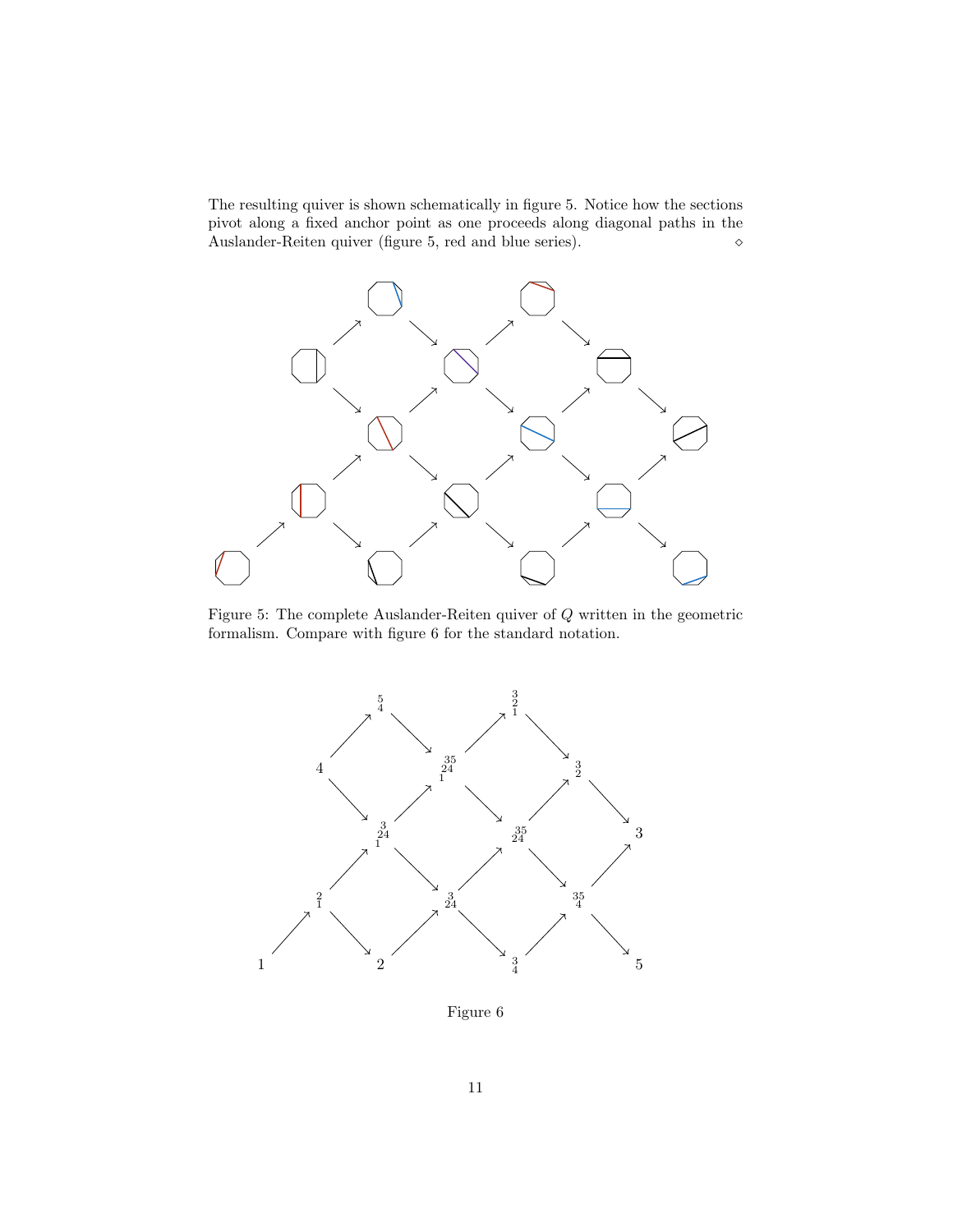The resulting quiver is shown schematically in figure 5. Notice how the sections pivot along a fixed anchor point as one proceeds along diagonal paths in the Auslander-Reiten quiver (figure 5, red and blue series). ⋄

Figure 5: The complete Auslander-Reiten quiver of $Q$ written in the geometric formalism. Compare with figure 6 for the standard notation.

Figure 6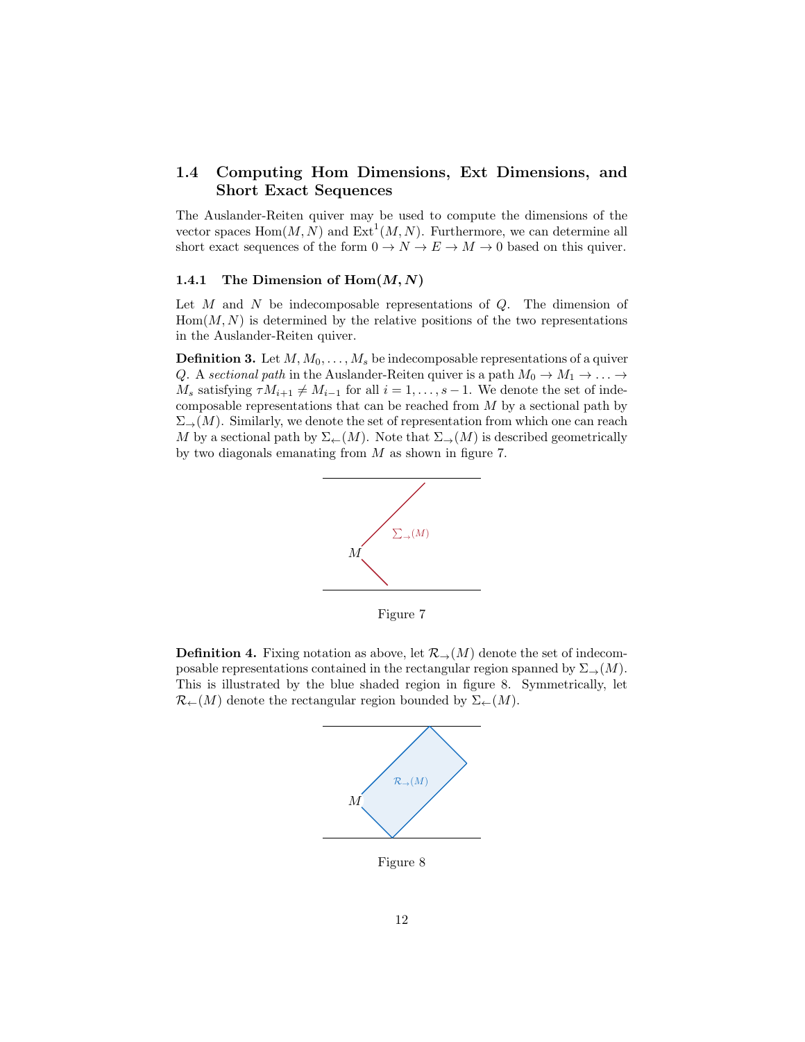### 1.4 Computing Hom Dimensions, Ext Dimensions, and Short Exact Sequences

The Auslander-Reiten quiver may be used to compute the dimensions of the vector spaces $\mathrm{Hom}(M, N)$ and $\mathrm{Ext}^1(M, N)$. Furthermore, we can determine all short exact sequences of the form $0 \to N \to E \to M \to 0$ based on this quiver.

#### 1.4.1 The Dimension of $\mathrm{Hom}(M, N)$

Let $M$ and $N$ be indecomposable representations of $Q$. The dimension of $\mathrm{Hom}(M, N)$ is determined by the relative positions of the two representations in the Auslander-Reiten quiver.

**Definition 3.** Let $M, M_0, \ldots, M_s$ be indecomposable representations of a quiver $Q$. A *sectional path* in the Auslander-Reiten quiver is a path $M_0 \to M_1 \to \ldots \to M_s$ satisfying $\tau M_{i+1} \neq M_{i-1}$ for all $i = 1, \ldots, s-1$. We denote the set of indecomposable representations that can be reached from $M$ by a sectional path by $\Sigma_{\to}(M)$. Similarly, we denote the set of representation from which one can reach $M$ by a sectional path by $\Sigma_{\leftarrow}(M)$. Note that $\Sigma_{\to}(M)$ is described geometrically by two diagonals emanating from $M$ as shown in figure 7.

Figure 7

**Definition 4.** Fixing notation as above, let $\mathcal{R}_{\to}(M)$ denote the set of indecomposable representations contained in the rectangular region spanned by $\Sigma_{\to}(M)$. This is illustrated by the blue shaded region in figure 8. Symmetrically, let $\mathcal{R}_{\leftarrow}(M)$ denote the rectangular region bounded by $\Sigma_{\leftarrow}(M)$.

Figure 8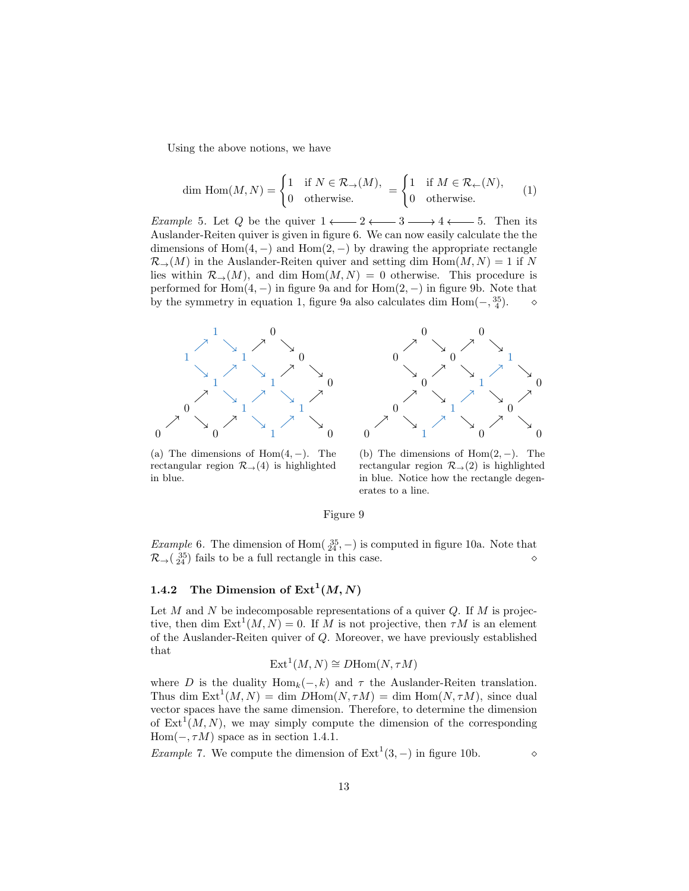Using the above notions, we have

$$\dim \operatorname{Hom}(M,N) = \begin{cases} 1 & \text{if } N \in \mathcal{R}_{\to}(M), \\ 0 & \text{otherwise.} \end{cases} = \begin{cases} 1 & \text{if } M \in \mathcal{R}_{\leftarrow}(N), \\ 0 & \text{otherwise.} \end{cases} \tag{1}$$

*Example* 5. Let $Q$ be the quiver $1 \longleftarrow 2 \longleftarrow 3 \longrightarrow 4 \longleftarrow 5$. Then its Auslander-Reiten quiver is given in figure 6. We can now easily calculate the the dimensions of $\operatorname{Hom}(4,-)$ and $\operatorname{Hom}(2,-)$ by drawing the appropriate rectangle $\mathcal{R}_{\to}(M)$ in the Auslander-Reiten quiver and setting $\dim \operatorname{Hom}(M,N) = 1$ if $N$ lies within $\mathcal{R}_{\to}(M)$, and $\dim \operatorname{Hom}(M,N) = 0$ otherwise. This procedure is performed for $\operatorname{Hom}(4,-)$ in figure 9a and for $\operatorname{Hom}(2,-)$ in figure 9b. Note that by the symmetry in equation 1, figure 9a also calculates $\dim \operatorname{Hom}(-, {}^{35}_{4})$. ⋄

(a) The dimensions of $\operatorname{Hom}(4,-)$. The rectangular region $\mathcal{R}_{\to}(4)$ is highlighted in blue.

(b) The dimensions of $\operatorname{Hom}(2,-)$. The rectangular region $\mathcal{R}_{\to}(2)$ is highlighted in blue. Notice how the rectangle degenerates to a line.

Figure 9

*Example* 6. The dimension of $\operatorname{Hom}({}^{35}_{24},-)$ is computed in figure 10a. Note that $\mathcal{R}_{\to}({}^{35}_{24})$ fails to be a full rectangle in this case. ⋄

### 1.4.2 The Dimension of $\operatorname{Ext}^1(M,N)$

Let $M$ and $N$ be indecomposable representations of a quiver $Q$. If $M$ is projective, then $\dim \operatorname{Ext}^1(M,N) = 0$. If $M$ is not projective, then $\tau M$ is an element of the Auslander-Reiten quiver of $Q$. Moreover, we have previously established that

$$\operatorname{Ext}^1(M,N) \cong D\operatorname{Hom}(N, \tau M)$$

where $D$ is the duality $\operatorname{Hom}_k(-,k)$ and $\tau$ the Auslander-Reiten translation. Thus $\dim \operatorname{Ext}^1(M,N) = \dim D\operatorname{Hom}(N,\tau M) = \dim \operatorname{Hom}(N,\tau M)$, since dual vector spaces have the same dimension. Therefore, to determine the dimension of $\operatorname{Ext}^1(M,N)$, we may simply compute the dimension of the corresponding $\operatorname{Hom}(-,\tau M)$ space as in section 1.4.1.

*Example* 7. We compute the dimension of $\operatorname{Ext}^1(3,-)$ in figure 10b. ⋄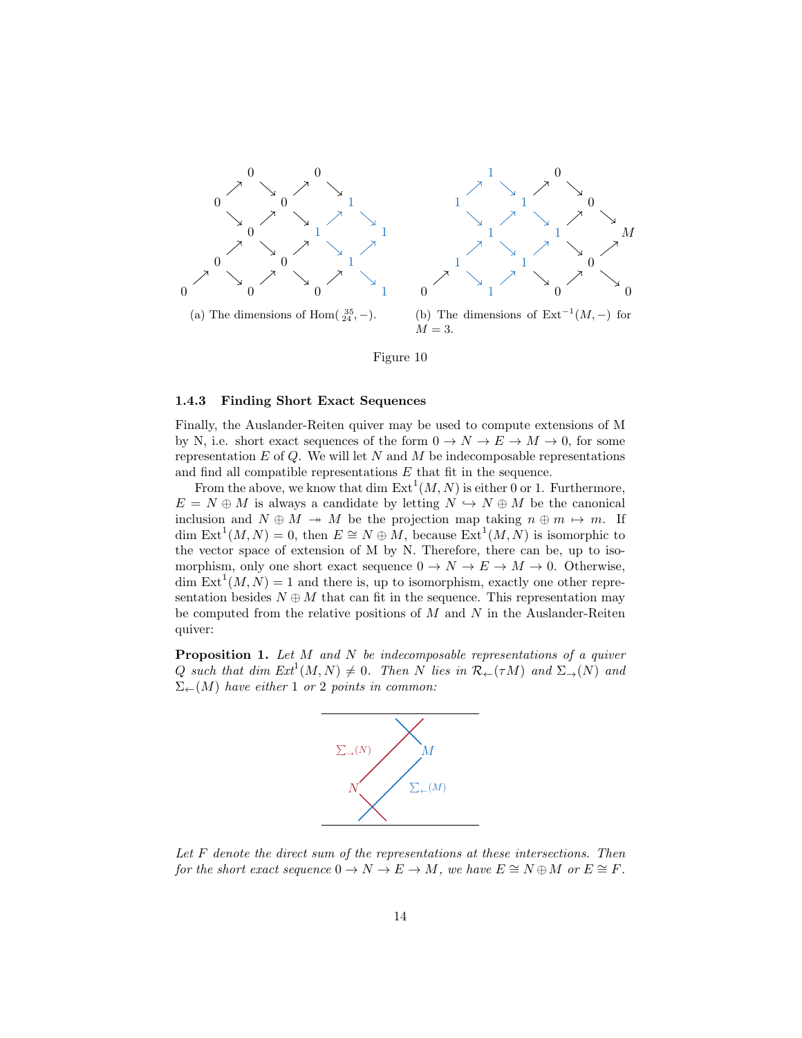(a) The dimensions of $\operatorname{Hom}(\,^{35}_{24}, -)$.

(b) The dimensions of $\operatorname{Ext}^{-1}(M, -)$ for $M = 3$.

Figure 10

### 1.4.3 Finding Short Exact Sequences

Finally, the Auslander-Reiten quiver may be used to compute extensions of M by N, i.e. short exact sequences of the form $0 \to N \to E \to M \to 0$, for some representation $E$ of $Q$. We will let $N$ and $M$ be indecomposable representations and find all compatible representations $E$ that fit in the sequence.

From the above, we know that $\dim \operatorname{Ext}^1(M, N)$ is either 0 or 1. Furthermore, $E = N \oplus M$ is always a candidate by letting $N \hookrightarrow N \oplus M$ be the canonical inclusion and $N \oplus M \twoheadrightarrow M$ be the projection map taking $n \oplus m \mapsto m$. If $\dim \operatorname{Ext}^1(M, N) = 0$, then $E \cong N \oplus M$, because $\operatorname{Ext}^1(M, N)$ is isomorphic to the vector space of extension of M by N. Therefore, there can be, up to isomorphism, only one short exact sequence $0 \to N \to E \to M \to 0$. Otherwise, $\dim \operatorname{Ext}^1(M, N) = 1$ and there is, up to isomorphism, exactly one other representation besides $N \oplus M$ that can fit in the sequence. This representation may be computed from the relative positions of $M$ and $N$ in the Auslander-Reiten quiver:

**Proposition 1.** *Let $M$ and $N$ be indecomposable representations of a quiver $Q$ such that $\dim \operatorname{Ext}^1(M, N) \neq 0$. Then $N$ lies in $\mathcal{R}_{\leftarrow}(\tau M)$ and $\Sigma_{\to}(N)$ and $\Sigma_{\leftarrow}(M)$ have either 1 or 2 points in common:*

*Let $F$ denote the direct sum of the representations at these intersections. Then for the short exact sequence $0 \to N \to E \to M$, we have $E \cong N \oplus M$ or $E \cong F$.*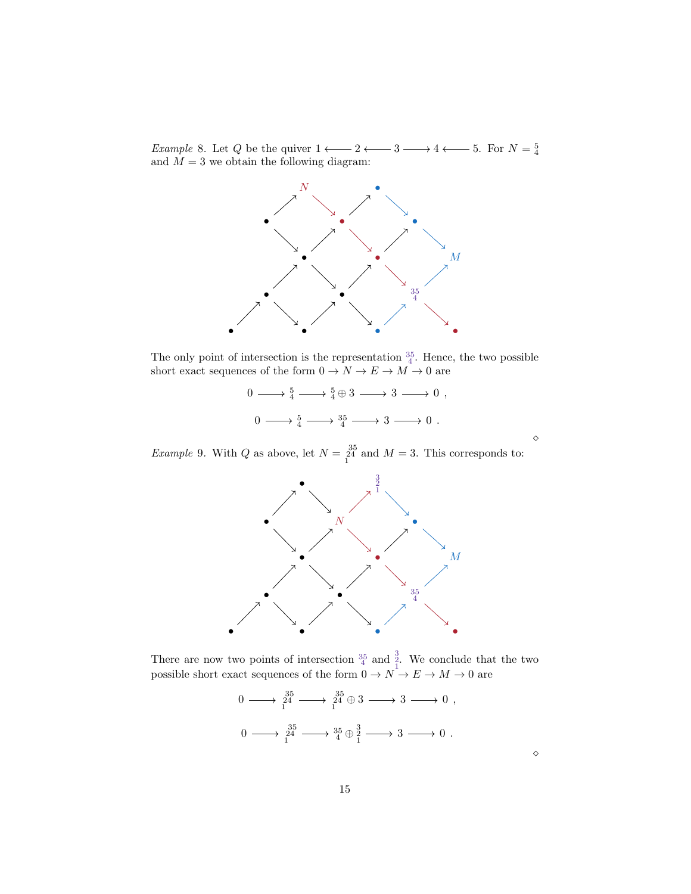*Example* 8. Let $Q$ be the quiver $1 \longleftarrow 2 \longleftarrow 3 \longrightarrow 4 \longleftarrow 5$. For $N = \substack{5\\4}$ and $M = 3$ we obtain the following diagram:

N

M

$\substack{35\\4}$

The only point of intersection is the representation $\substack{35\\4}$. Hence, the two possible short exact sequences of the form $0 \to N \to E \to M \to 0$ are

$$0 \longrightarrow \substack{5\\4} \longrightarrow \substack{5\\4} \oplus 3 \longrightarrow 3 \longrightarrow 0\ ,$$

$$0 \longrightarrow \substack{5\\4} \longrightarrow \substack{35\\4} \longrightarrow 3 \longrightarrow 0\ .$$

◇

*Example* 9. With $Q$ as above, let $N = \substack{35\\24\\1}$ and $M = 3$. This corresponds to:

$\substack{3\\2\\1}$

N

M

$\substack{35\\4}$

There are now two points of intersection $\substack{35\\4}$ and $\substack{3\\2\\1}$. We conclude that the two possible short exact sequences of the form $0 \to N \to E \to M \to 0$ are

$$0 \longrightarrow \substack{35\\24\\1} \longrightarrow \substack{35\\24\\1} \oplus 3 \longrightarrow 3 \longrightarrow 0\ ,$$

$$0 \longrightarrow \substack{35\\24\\1} \longrightarrow \substack{35\\4} \oplus \substack{3\\2\\1} \longrightarrow 3 \longrightarrow 0\ .$$

◇